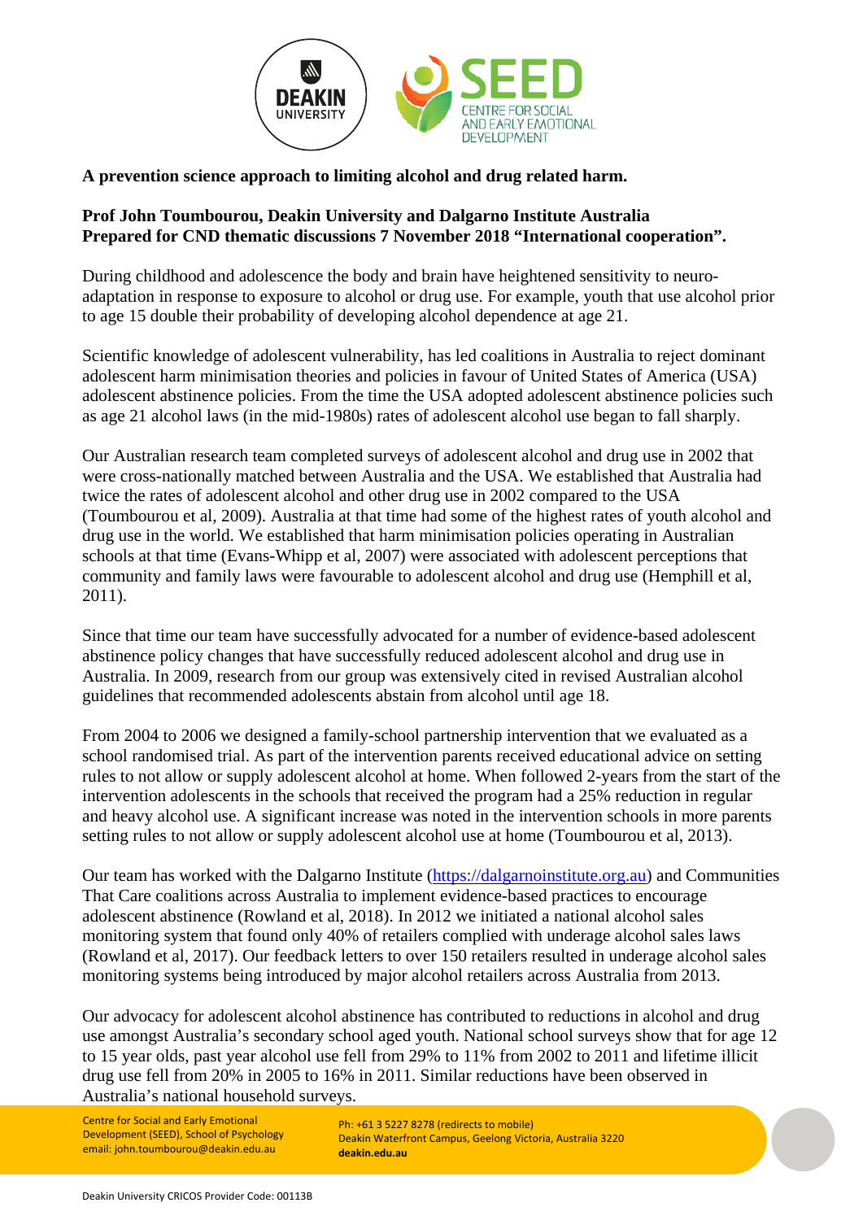**A prevention science approach to limiting alcohol and drug related harm.**

**Prof John Toumbourou, Deakin University and Dalgarno Institute Australia**
**Prepared for CND thematic discussions 7 November 2018 "International cooperation".**

During childhood and adolescence the body and brain have heightened sensitivity to neuro-adaptation in response to exposure to alcohol or drug use. For example, youth that use alcohol prior to age 15 double their probability of developing alcohol dependence at age 21.

Scientific knowledge of adolescent vulnerability, has led coalitions in Australia to reject dominant adolescent harm minimisation theories and policies in favour of United States of America (USA) adolescent abstinence policies. From the time the USA adopted adolescent abstinence policies such as age 21 alcohol laws (in the mid-1980s) rates of adolescent alcohol use began to fall sharply.

Our Australian research team completed surveys of adolescent alcohol and drug use in 2002 that were cross-nationally matched between Australia and the USA. We established that Australia had twice the rates of adolescent alcohol and other drug use in 2002 compared to the USA (Toumbourou et al, 2009). Australia at that time had some of the highest rates of youth alcohol and drug use in the world. We established that harm minimisation policies operating in Australian schools at that time (Evans-Whipp et al, 2007) were associated with adolescent perceptions that community and family laws were favourable to adolescent alcohol and drug use (Hemphill et al, 2011).

Since that time our team have successfully advocated for a number of evidence-based adolescent abstinence policy changes that have successfully reduced adolescent alcohol and drug use in Australia. In 2009, research from our group was extensively cited in revised Australian alcohol guidelines that recommended adolescents abstain from alcohol until age 18.

From 2004 to 2006 we designed a family-school partnership intervention that we evaluated as a school randomised trial. As part of the intervention parents received educational advice on setting rules to not allow or supply adolescent alcohol at home. When followed 2-years from the start of the intervention adolescents in the schools that received the program had a 25% reduction in regular and heavy alcohol use. A significant increase was noted in the intervention schools in more parents setting rules to not allow or supply adolescent alcohol use at home (Toumbourou et al, 2013).

Our team has worked with the Dalgarno Institute (https://dalgarnoinstitute.org.au) and Communities That Care coalitions across Australia to implement evidence-based practices to encourage adolescent abstinence (Rowland et al, 2018). In 2012 we initiated a national alcohol sales monitoring system that found only 40% of retailers complied with underage alcohol sales laws (Rowland et al, 2017). Our feedback letters to over 150 retailers resulted in underage alcohol sales monitoring systems being introduced by major alcohol retailers across Australia from 2013.

Our advocacy for adolescent alcohol abstinence has contributed to reductions in alcohol and drug use amongst Australia's secondary school aged youth. National school surveys show that for age 12 to 15 year olds, past year alcohol use fell from 29% to 11% from 2002 to 2011 and lifetime illicit drug use fell from 20% in 2005 to 16% in 2011. Similar reductions have been observed in Australia's national household surveys.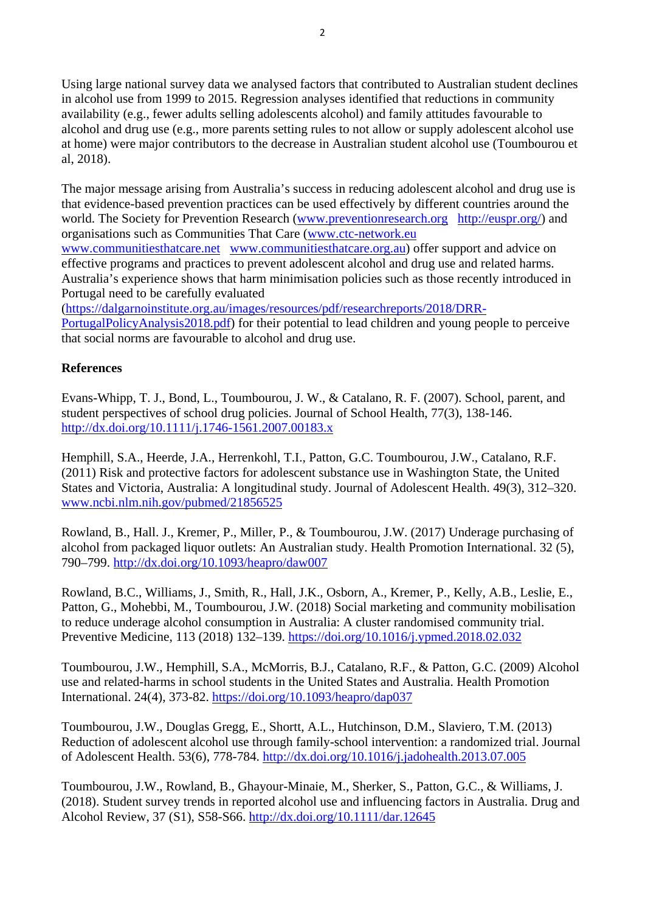Using large national survey data we analysed factors that contributed to Australian student declines in alcohol use from 1999 to 2015. Regression analyses identified that reductions in community availability (e.g., fewer adults selling adolescents alcohol) and family attitudes favourable to alcohol and drug use (e.g., more parents setting rules to not allow or supply adolescent alcohol use at home) were major contributors to the decrease in Australian student alcohol use (Toumbourou et al, 2018).

The major message arising from Australia's success in reducing adolescent alcohol and drug use is that evidence-based prevention practices can be used effectively by different countries around the world. The Society for Prevention Research (www.preventionresearch.org http://euspr.org/) and organisations such as Communities That Care (www.ctc-network.eu www.communitiesthatcare.net www.communitiesthatcare.org.au) offer support and advice on effective programs and practices to prevent adolescent alcohol and drug use and related harms. Australia's experience shows that harm minimisation policies such as those recently introduced in Portugal need to be carefully evaluated (https://dalgarnoinstitute.org.au/images/resources/pdf/researchreports/2018/DRR-PortugalPolicyAnalysis2018.pdf) for their potential to lead children and young people to perceive that social norms are favourable to alcohol and drug use.

**References**

Evans-Whipp, T. J., Bond, L., Toumbourou, J. W., & Catalano, R. F. (2007). School, parent, and student perspectives of school drug policies. Journal of School Health, 77(3), 138-146. http://dx.doi.org/10.1111/j.1746-1561.2007.00183.x

Hemphill, S.A., Heerde, J.A., Herrenkohl, T.I., Patton, G.C. Toumbourou, J.W., Catalano, R.F. (2011) Risk and protective factors for adolescent substance use in Washington State, the United States and Victoria, Australia: A longitudinal study. Journal of Adolescent Health. 49(3), 312–320. www.ncbi.nlm.nih.gov/pubmed/21856525

Rowland, B., Hall. J., Kremer, P., Miller, P., & Toumbourou, J.W. (2017) Underage purchasing of alcohol from packaged liquor outlets: An Australian study. Health Promotion International. 32 (5), 790–799. http://dx.doi.org/10.1093/heapro/daw007

Rowland, B.C., Williams, J., Smith, R., Hall, J.K., Osborn, A., Kremer, P., Kelly, A.B., Leslie, E., Patton, G., Mohebbi, M., Toumbourou, J.W. (2018) Social marketing and community mobilisation to reduce underage alcohol consumption in Australia: A cluster randomised community trial. Preventive Medicine, 113 (2018) 132–139. https://doi.org/10.1016/j.ypmed.2018.02.032

Toumbourou, J.W., Hemphill, S.A., McMorris, B.J., Catalano, R.F., & Patton, G.C. (2009) Alcohol use and related-harms in school students in the United States and Australia. Health Promotion International. 24(4), 373-82. https://doi.org/10.1093/heapro/dap037

Toumbourou, J.W., Douglas Gregg, E., Shortt, A.L., Hutchinson, D.M., Slaviero, T.M. (2013) Reduction of adolescent alcohol use through family-school intervention: a randomized trial. Journal of Adolescent Health. 53(6), 778-784. http://dx.doi.org/10.1016/j.jadohealth.2013.07.005

Toumbourou, J.W., Rowland, B., Ghayour-Minaie, M., Sherker, S., Patton, G.C., & Williams, J. (2018). Student survey trends in reported alcohol use and influencing factors in Australia. Drug and Alcohol Review, 37 (S1), S58-S66. http://dx.doi.org/10.1111/dar.12645